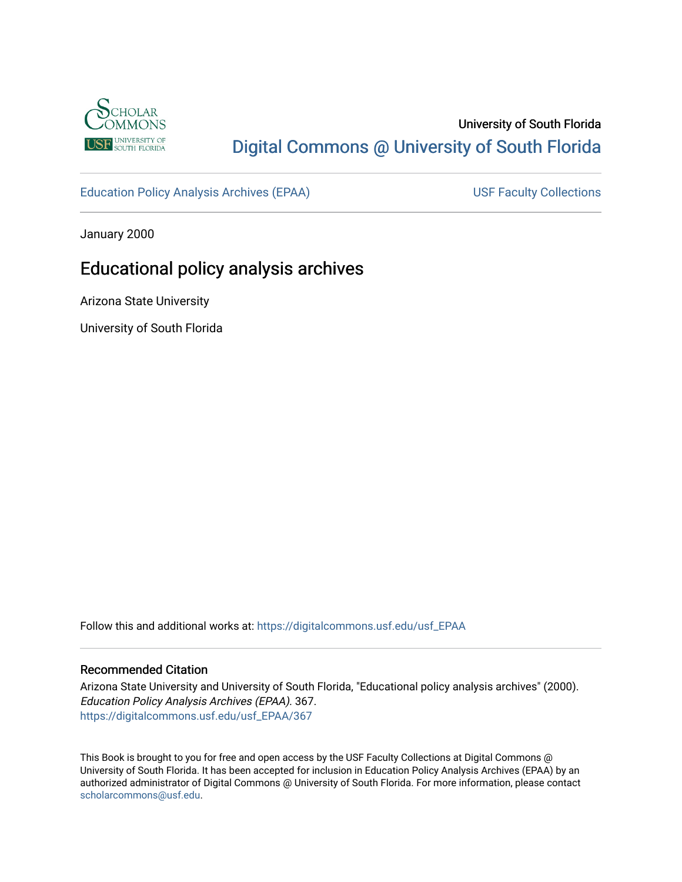University of South Florida

Digital Commons @ University of South Florida

Education Policy Analysis Archives (EPAA) | USF Faculty Collections

January 2000

# Educational policy analysis archives

Arizona State University

University of South Florida

Follow this and additional works at: https://digitalcommons.usf.edu/usf_EPAA

## Recommended Citation

Arizona State University and University of South Florida, "Educational policy analysis archives" (2000). *Education Policy Analysis Archives (EPAA)*. 367.
https://digitalcommons.usf.edu/usf_EPAA/367

This Book is brought to you for free and open access by the USF Faculty Collections at Digital Commons @ University of South Florida. It has been accepted for inclusion in Education Policy Analysis Archives (EPAA) by an authorized administrator of Digital Commons @ University of South Florida. For more information, please contact scholarcommons@usf.edu.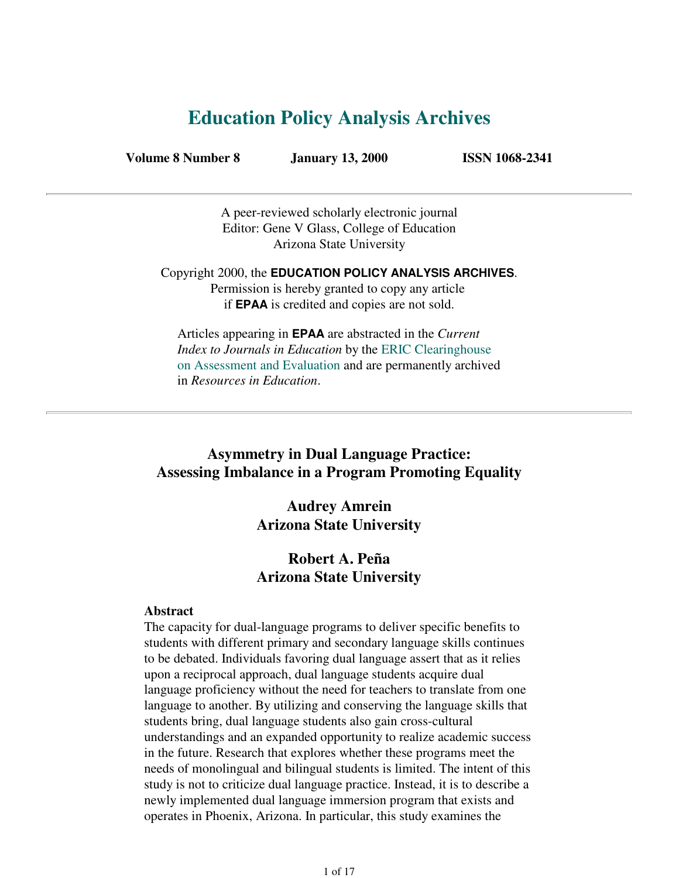# Education Policy Analysis Archives

**Volume 8 Number 8 January 13, 2000 ISSN 1068-2341**

A peer-reviewed scholarly electronic journal
Editor: Gene V Glass, College of Education
Arizona State University

Copyright 2000, the **EDUCATION POLICY ANALYSIS ARCHIVES**.
Permission is hereby granted to copy any article
if **EPAA** is credited and copies are not sold.

Articles appearing in **EPAA** are abstracted in the *Current Index to Journals in Education* by the ERIC Clearinghouse on Assessment and Evaluation and are permanently archived in *Resources in Education*.

---

## Asymmetry in Dual Language Practice: Assessing Imbalance in a Program Promoting Equality

**Audrey Amrein**
**Arizona State University**

**Robert A. Peña**
**Arizona State University**

**Abstract**
The capacity for dual-language programs to deliver specific benefits to students with different primary and secondary language skills continues to be debated. Individuals favoring dual language assert that as it relies upon a reciprocal approach, dual language students acquire dual language proficiency without the need for teachers to translate from one language to another. By utilizing and conserving the language skills that students bring, dual language students also gain cross-cultural understandings and an expanded opportunity to realize academic success in the future. Research that explores whether these programs meet the needs of monolingual and bilingual students is limited. The intent of this study is not to criticize dual language practice. Instead, it is to describe a newly implemented dual language immersion program that exists and operates in Phoenix, Arizona. In particular, this study examines the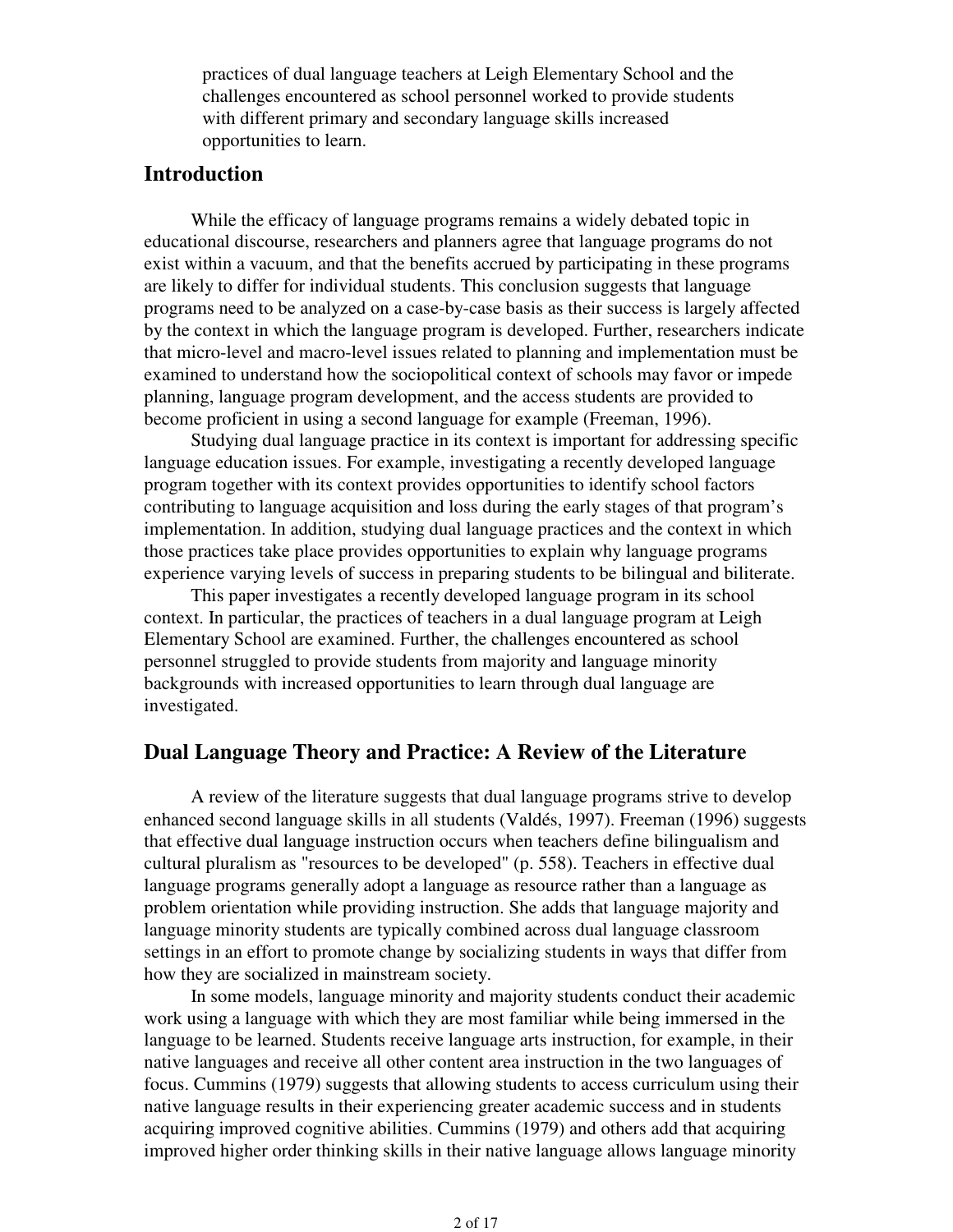practices of dual language teachers at Leigh Elementary School and the challenges encountered as school personnel worked to provide students with different primary and secondary language skills increased opportunities to learn.

## Introduction

While the efficacy of language programs remains a widely debated topic in educational discourse, researchers and planners agree that language programs do not exist within a vacuum, and that the benefits accrued by participating in these programs are likely to differ for individual students. This conclusion suggests that language programs need to be analyzed on a case-by-case basis as their success is largely affected by the context in which the language program is developed. Further, researchers indicate that micro-level and macro-level issues related to planning and implementation must be examined to understand how the sociopolitical context of schools may favor or impede planning, language program development, and the access students are provided to become proficient in using a second language for example (Freeman, 1996).

Studying dual language practice in its context is important for addressing specific language education issues. For example, investigating a recently developed language program together with its context provides opportunities to identify school factors contributing to language acquisition and loss during the early stages of that program's implementation. In addition, studying dual language practices and the context in which those practices take place provides opportunities to explain why language programs experience varying levels of success in preparing students to be bilingual and biliterate.

This paper investigates a recently developed language program in its school context. In particular, the practices of teachers in a dual language program at Leigh Elementary School are examined. Further, the challenges encountered as school personnel struggled to provide students from majority and language minority backgrounds with increased opportunities to learn through dual language are investigated.

## Dual Language Theory and Practice: A Review of the Literature

A review of the literature suggests that dual language programs strive to develop enhanced second language skills in all students (Valdés, 1997). Freeman (1996) suggests that effective dual language instruction occurs when teachers define bilingualism and cultural pluralism as "resources to be developed" (p. 558). Teachers in effective dual language programs generally adopt a language as resource rather than a language as problem orientation while providing instruction. She adds that language majority and language minority students are typically combined across dual language classroom settings in an effort to promote change by socializing students in ways that differ from how they are socialized in mainstream society.

In some models, language minority and majority students conduct their academic work using a language with which they are most familiar while being immersed in the language to be learned. Students receive language arts instruction, for example, in their native languages and receive all other content area instruction in the two languages of focus. Cummins (1979) suggests that allowing students to access curriculum using their native language results in their experiencing greater academic success and in students acquiring improved cognitive abilities. Cummins (1979) and others add that acquiring improved higher order thinking skills in their native language allows language minority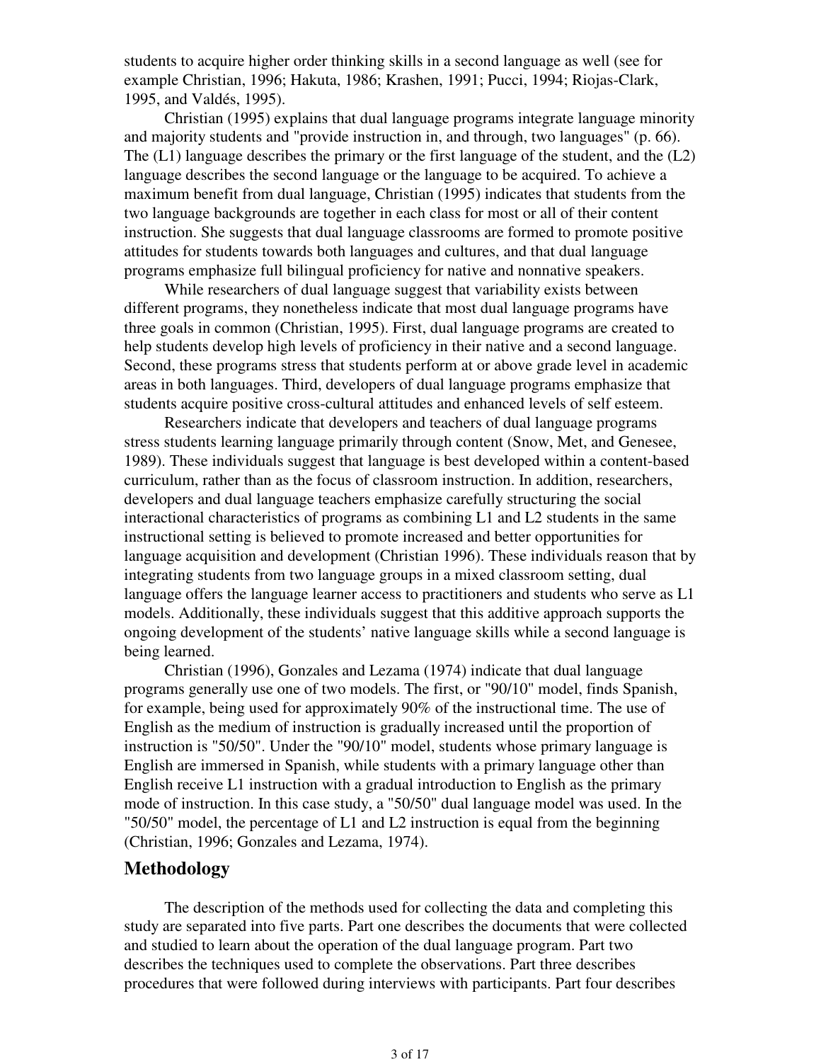students to acquire higher order thinking skills in a second language as well (see for example Christian, 1996; Hakuta, 1986; Krashen, 1991; Pucci, 1994; Riojas-Clark, 1995, and Valdés, 1995).

Christian (1995) explains that dual language programs integrate language minority and majority students and "provide instruction in, and through, two languages" (p. 66). The (L1) language describes the primary or the first language of the student, and the (L2) language describes the second language or the language to be acquired. To achieve a maximum benefit from dual language, Christian (1995) indicates that students from the two language backgrounds are together in each class for most or all of their content instruction. She suggests that dual language classrooms are formed to promote positive attitudes for students towards both languages and cultures, and that dual language programs emphasize full bilingual proficiency for native and nonnative speakers.

While researchers of dual language suggest that variability exists between different programs, they nonetheless indicate that most dual language programs have three goals in common (Christian, 1995). First, dual language programs are created to help students develop high levels of proficiency in their native and a second language. Second, these programs stress that students perform at or above grade level in academic areas in both languages. Third, developers of dual language programs emphasize that students acquire positive cross-cultural attitudes and enhanced levels of self esteem.

Researchers indicate that developers and teachers of dual language programs stress students learning language primarily through content (Snow, Met, and Genesee, 1989). These individuals suggest that language is best developed within a content-based curriculum, rather than as the focus of classroom instruction. In addition, researchers, developers and dual language teachers emphasize carefully structuring the social interactional characteristics of programs as combining L1 and L2 students in the same instructional setting is believed to promote increased and better opportunities for language acquisition and development (Christian 1996). These individuals reason that by integrating students from two language groups in a mixed classroom setting, dual language offers the language learner access to practitioners and students who serve as L1 models. Additionally, these individuals suggest that this additive approach supports the ongoing development of the students' native language skills while a second language is being learned.

Christian (1996), Gonzales and Lezama (1974) indicate that dual language programs generally use one of two models. The first, or "90/10" model, finds Spanish, for example, being used for approximately 90% of the instructional time. The use of English as the medium of instruction is gradually increased until the proportion of instruction is "50/50". Under the "90/10" model, students whose primary language is English are immersed in Spanish, while students with a primary language other than English receive L1 instruction with a gradual introduction to English as the primary mode of instruction. In this case study, a "50/50" dual language model was used. In the "50/50" model, the percentage of L1 and L2 instruction is equal from the beginning (Christian, 1996; Gonzales and Lezama, 1974).

## Methodology

The description of the methods used for collecting the data and completing this study are separated into five parts. Part one describes the documents that were collected and studied to learn about the operation of the dual language program. Part two describes the techniques used to complete the observations. Part three describes procedures that were followed during interviews with participants. Part four describes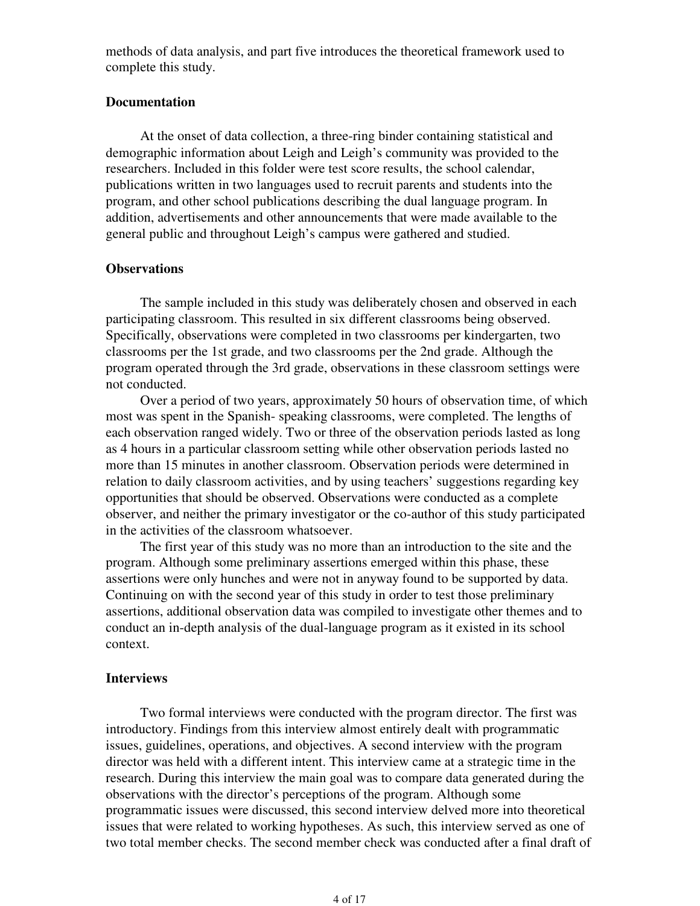methods of data analysis, and part five introduces the theoretical framework used to complete this study.

### Documentation

At the onset of data collection, a three-ring binder containing statistical and demographic information about Leigh and Leigh's community was provided to the researchers. Included in this folder were test score results, the school calendar, publications written in two languages used to recruit parents and students into the program, and other school publications describing the dual language program. In addition, advertisements and other announcements that were made available to the general public and throughout Leigh's campus were gathered and studied.

### Observations

The sample included in this study was deliberately chosen and observed in each participating classroom. This resulted in six different classrooms being observed. Specifically, observations were completed in two classrooms per kindergarten, two classrooms per the 1st grade, and two classrooms per the 2nd grade. Although the program operated through the 3rd grade, observations in these classroom settings were not conducted.

Over a period of two years, approximately 50 hours of observation time, of which most was spent in the Spanish- speaking classrooms, were completed. The lengths of each observation ranged widely. Two or three of the observation periods lasted as long as 4 hours in a particular classroom setting while other observation periods lasted no more than 15 minutes in another classroom. Observation periods were determined in relation to daily classroom activities, and by using teachers' suggestions regarding key opportunities that should be observed. Observations were conducted as a complete observer, and neither the primary investigator or the co-author of this study participated in the activities of the classroom whatsoever.

The first year of this study was no more than an introduction to the site and the program. Although some preliminary assertions emerged within this phase, these assertions were only hunches and were not in anyway found to be supported by data. Continuing on with the second year of this study in order to test those preliminary assertions, additional observation data was compiled to investigate other themes and to conduct an in-depth analysis of the dual-language program as it existed in its school context.

### Interviews

Two formal interviews were conducted with the program director. The first was introductory. Findings from this interview almost entirely dealt with programmatic issues, guidelines, operations, and objectives. A second interview with the program director was held with a different intent. This interview came at a strategic time in the research. During this interview the main goal was to compare data generated during the observations with the director's perceptions of the program. Although some programmatic issues were discussed, this second interview delved more into theoretical issues that were related to working hypotheses. As such, this interview served as one of two total member checks. The second member check was conducted after a final draft of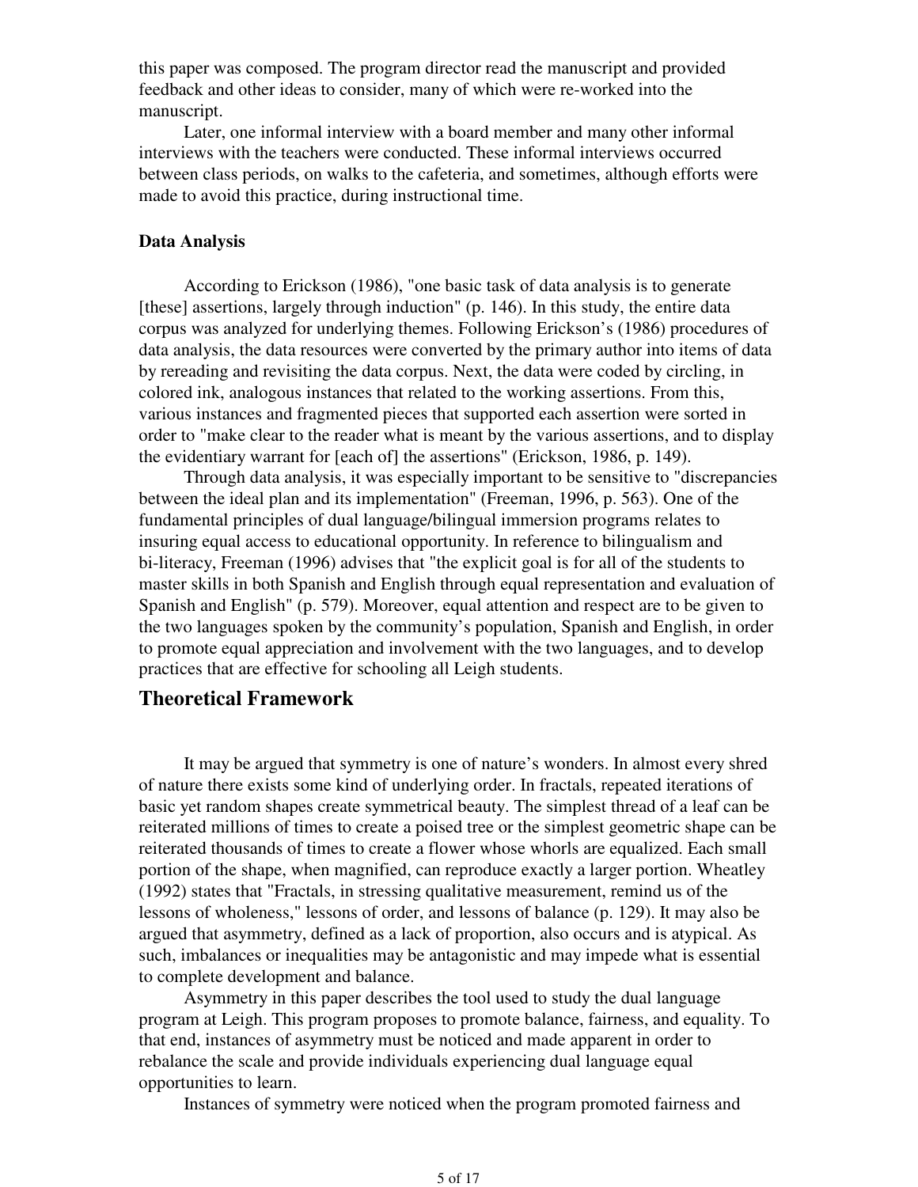this paper was composed. The program director read the manuscript and provided feedback and other ideas to consider, many of which were re-worked into the manuscript.

Later, one informal interview with a board member and many other informal interviews with the teachers were conducted. These informal interviews occurred between class periods, on walks to the cafeteria, and sometimes, although efforts were made to avoid this practice, during instructional time.

### Data Analysis

According to Erickson (1986), "one basic task of data analysis is to generate [these] assertions, largely through induction" (p. 146). In this study, the entire data corpus was analyzed for underlying themes. Following Erickson's (1986) procedures of data analysis, the data resources were converted by the primary author into items of data by rereading and revisiting the data corpus. Next, the data were coded by circling, in colored ink, analogous instances that related to the working assertions. From this, various instances and fragmented pieces that supported each assertion were sorted in order to "make clear to the reader what is meant by the various assertions, and to display the evidentiary warrant for [each of] the assertions" (Erickson, 1986, p. 149).

Through data analysis, it was especially important to be sensitive to "discrepancies between the ideal plan and its implementation" (Freeman, 1996, p. 563). One of the fundamental principles of dual language/bilingual immersion programs relates to insuring equal access to educational opportunity. In reference to bilingualism and bi-literacy, Freeman (1996) advises that "the explicit goal is for all of the students to master skills in both Spanish and English through equal representation and evaluation of Spanish and English" (p. 579). Moreover, equal attention and respect are to be given to the two languages spoken by the community's population, Spanish and English, in order to promote equal appreciation and involvement with the two languages, and to develop practices that are effective for schooling all Leigh students.

## Theoretical Framework

It may be argued that symmetry is one of nature's wonders. In almost every shred of nature there exists some kind of underlying order. In fractals, repeated iterations of basic yet random shapes create symmetrical beauty. The simplest thread of a leaf can be reiterated millions of times to create a poised tree or the simplest geometric shape can be reiterated thousands of times to create a flower whose whorls are equalized. Each small portion of the shape, when magnified, can reproduce exactly a larger portion. Wheatley (1992) states that "Fractals, in stressing qualitative measurement, remind us of the lessons of wholeness," lessons of order, and lessons of balance (p. 129). It may also be argued that asymmetry, defined as a lack of proportion, also occurs and is atypical. As such, imbalances or inequalities may be antagonistic and may impede what is essential to complete development and balance.

Asymmetry in this paper describes the tool used to study the dual language program at Leigh. This program proposes to promote balance, fairness, and equality. To that end, instances of asymmetry must be noticed and made apparent in order to rebalance the scale and provide individuals experiencing dual language equal opportunities to learn.

Instances of symmetry were noticed when the program promoted fairness and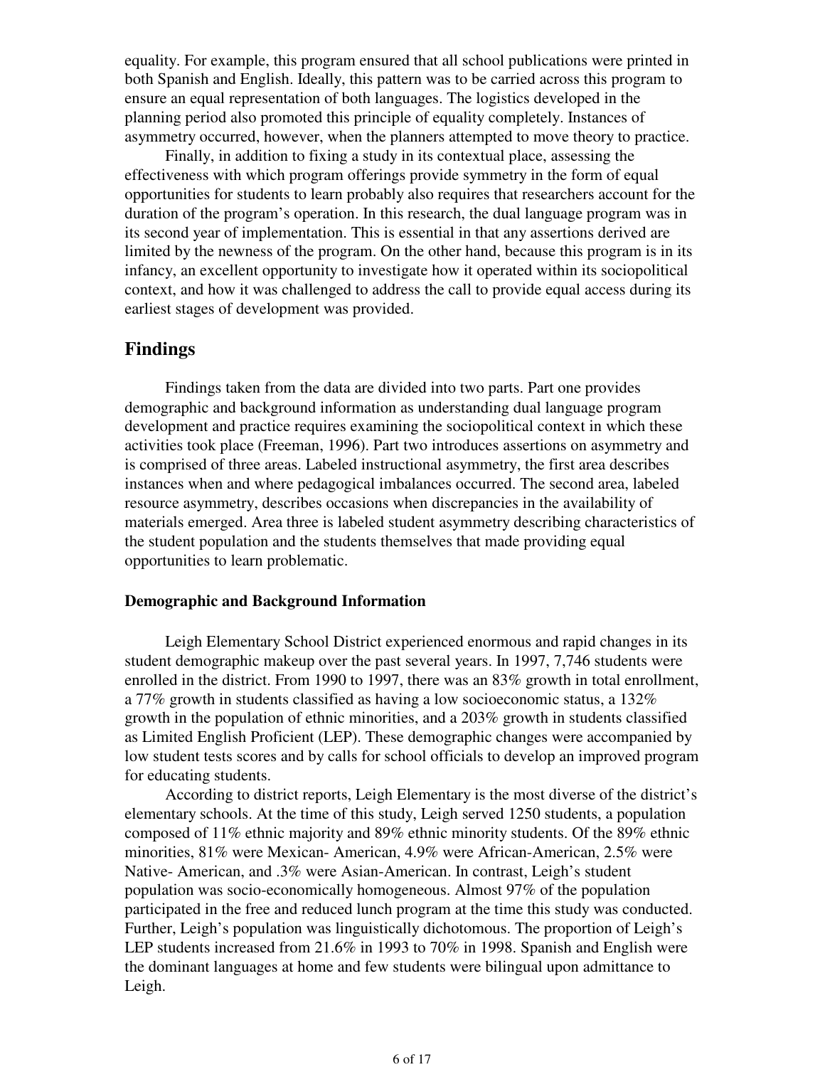equality. For example, this program ensured that all school publications were printed in both Spanish and English. Ideally, this pattern was to be carried across this program to ensure an equal representation of both languages. The logistics developed in the planning period also promoted this principle of equality completely. Instances of asymmetry occurred, however, when the planners attempted to move theory to practice.

Finally, in addition to fixing a study in its contextual place, assessing the effectiveness with which program offerings provide symmetry in the form of equal opportunities for students to learn probably also requires that researchers account for the duration of the program's operation. In this research, the dual language program was in its second year of implementation. This is essential in that any assertions derived are limited by the newness of the program. On the other hand, because this program is in its infancy, an excellent opportunity to investigate how it operated within its sociopolitical context, and how it was challenged to address the call to provide equal access during its earliest stages of development was provided.

## Findings

Findings taken from the data are divided into two parts. Part one provides demographic and background information as understanding dual language program development and practice requires examining the sociopolitical context in which these activities took place (Freeman, 1996). Part two introduces assertions on asymmetry and is comprised of three areas. Labeled instructional asymmetry, the first area describes instances when and where pedagogical imbalances occurred. The second area, labeled resource asymmetry, describes occasions when discrepancies in the availability of materials emerged. Area three is labeled student asymmetry describing characteristics of the student population and the students themselves that made providing equal opportunities to learn problematic.

### Demographic and Background Information

Leigh Elementary School District experienced enormous and rapid changes in its student demographic makeup over the past several years. In 1997, 7,746 students were enrolled in the district. From 1990 to 1997, there was an 83% growth in total enrollment, a 77% growth in students classified as having a low socioeconomic status, a 132% growth in the population of ethnic minorities, and a 203% growth in students classified as Limited English Proficient (LEP). These demographic changes were accompanied by low student tests scores and by calls for school officials to develop an improved program for educating students.

According to district reports, Leigh Elementary is the most diverse of the district's elementary schools. At the time of this study, Leigh served 1250 students, a population composed of 11% ethnic majority and 89% ethnic minority students. Of the 89% ethnic minorities, 81% were Mexican- American, 4.9% were African-American, 2.5% were Native- American, and .3% were Asian-American. In contrast, Leigh's student population was socio-economically homogeneous. Almost 97% of the population participated in the free and reduced lunch program at the time this study was conducted. Further, Leigh's population was linguistically dichotomous. The proportion of Leigh's LEP students increased from 21.6% in 1993 to 70% in 1998. Spanish and English were the dominant languages at home and few students were bilingual upon admittance to Leigh.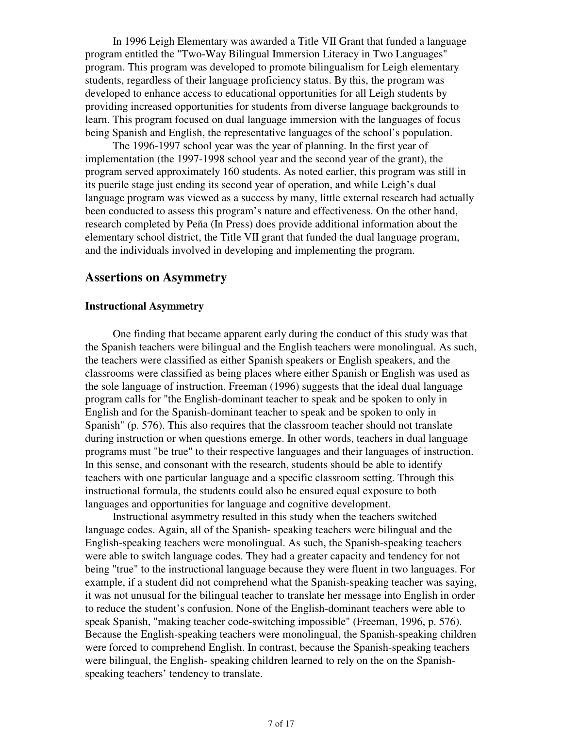In 1996 Leigh Elementary was awarded a Title VII Grant that funded a language program entitled the "Two-Way Bilingual Immersion Literacy in Two Languages" program. This program was developed to promote bilingualism for Leigh elementary students, regardless of their language proficiency status. By this, the program was developed to enhance access to educational opportunities for all Leigh students by providing increased opportunities for students from diverse language backgrounds to learn. This program focused on dual language immersion with the languages of focus being Spanish and English, the representative languages of the school's population.

The 1996-1997 school year was the year of planning. In the first year of implementation (the 1997-1998 school year and the second year of the grant), the program served approximately 160 students. As noted earlier, this program was still in its puerile stage just ending its second year of operation, and while Leigh's dual language program was viewed as a success by many, little external research had actually been conducted to assess this program's nature and effectiveness. On the other hand, research completed by Peña (In Press) does provide additional information about the elementary school district, the Title VII grant that funded the dual language program, and the individuals involved in developing and implementing the program.

## Assertions on Asymmetry

### Instructional Asymmetry

One finding that became apparent early during the conduct of this study was that the Spanish teachers were bilingual and the English teachers were monolingual. As such, the teachers were classified as either Spanish speakers or English speakers, and the classrooms were classified as being places where either Spanish or English was used as the sole language of instruction. Freeman (1996) suggests that the ideal dual language program calls for "the English-dominant teacher to speak and be spoken to only in English and for the Spanish-dominant teacher to speak and be spoken to only in Spanish" (p. 576). This also requires that the classroom teacher should not translate during instruction or when questions emerge. In other words, teachers in dual language programs must "be true" to their respective languages and their languages of instruction. In this sense, and consonant with the research, students should be able to identify teachers with one particular language and a specific classroom setting. Through this instructional formula, the students could also be ensured equal exposure to both languages and opportunities for language and cognitive development.

Instructional asymmetry resulted in this study when the teachers switched language codes. Again, all of the Spanish- speaking teachers were bilingual and the English-speaking teachers were monolingual. As such, the Spanish-speaking teachers were able to switch language codes. They had a greater capacity and tendency for not being "true" to the instructional language because they were fluent in two languages. For example, if a student did not comprehend what the Spanish-speaking teacher was saying, it was not unusual for the bilingual teacher to translate her message into English in order to reduce the student's confusion. None of the English-dominant teachers were able to speak Spanish, "making teacher code-switching impossible" (Freeman, 1996, p. 576). Because the English-speaking teachers were monolingual, the Spanish-speaking children were forced to comprehend English. In contrast, because the Spanish-speaking teachers were bilingual, the English- speaking children learned to rely on the on the Spanish-speaking teachers' tendency to translate.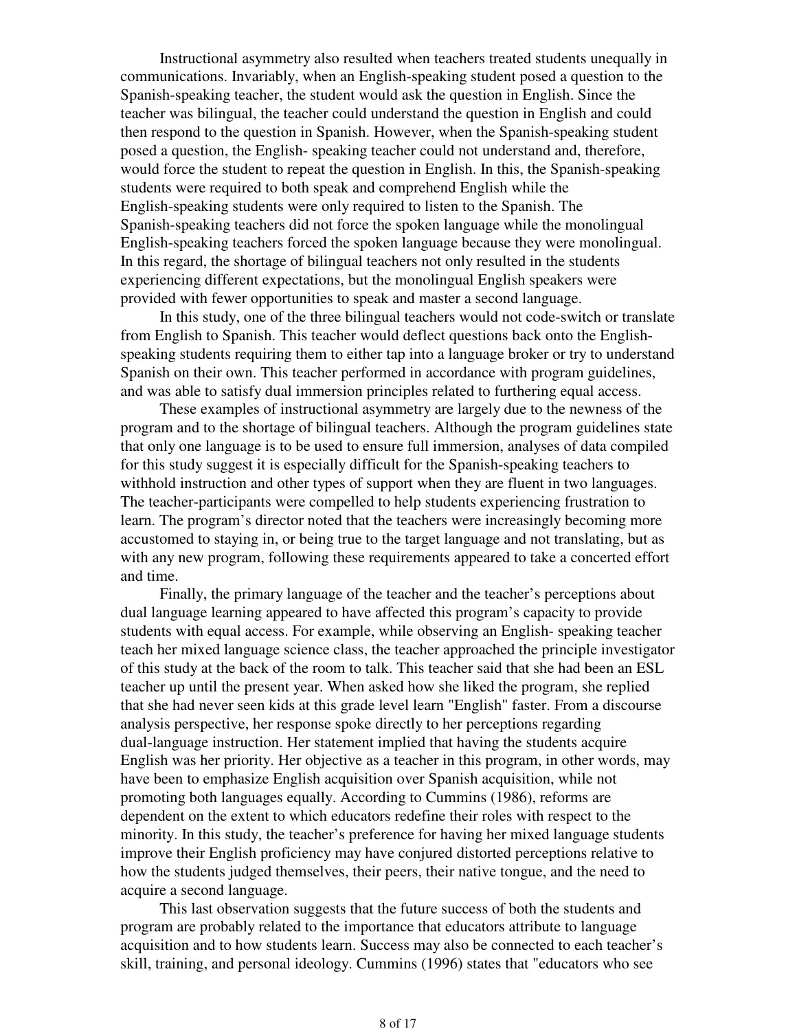Instructional asymmetry also resulted when teachers treated students unequally in communications. Invariably, when an English-speaking student posed a question to the Spanish-speaking teacher, the student would ask the question in English. Since the teacher was bilingual, the teacher could understand the question in English and could then respond to the question in Spanish. However, when the Spanish-speaking student posed a question, the English- speaking teacher could not understand and, therefore, would force the student to repeat the question in English. In this, the Spanish-speaking students were required to both speak and comprehend English while the English-speaking students were only required to listen to the Spanish. The Spanish-speaking teachers did not force the spoken language while the monolingual English-speaking teachers forced the spoken language because they were monolingual. In this regard, the shortage of bilingual teachers not only resulted in the students experiencing different expectations, but the monolingual English speakers were provided with fewer opportunities to speak and master a second language.

In this study, one of the three bilingual teachers would not code-switch or translate from English to Spanish. This teacher would deflect questions back onto the English-speaking students requiring them to either tap into a language broker or try to understand Spanish on their own. This teacher performed in accordance with program guidelines, and was able to satisfy dual immersion principles related to furthering equal access.

These examples of instructional asymmetry are largely due to the newness of the program and to the shortage of bilingual teachers. Although the program guidelines state that only one language is to be used to ensure full immersion, analyses of data compiled for this study suggest it is especially difficult for the Spanish-speaking teachers to withhold instruction and other types of support when they are fluent in two languages. The teacher-participants were compelled to help students experiencing frustration to learn. The program's director noted that the teachers were increasingly becoming more accustomed to staying in, or being true to the target language and not translating, but as with any new program, following these requirements appeared to take a concerted effort and time.

Finally, the primary language of the teacher and the teacher's perceptions about dual language learning appeared to have affected this program's capacity to provide students with equal access. For example, while observing an English- speaking teacher teach her mixed language science class, the teacher approached the principle investigator of this study at the back of the room to talk. This teacher said that she had been an ESL teacher up until the present year. When asked how she liked the program, she replied that she had never seen kids at this grade level learn "English" faster. From a discourse analysis perspective, her response spoke directly to her perceptions regarding dual-language instruction. Her statement implied that having the students acquire English was her priority. Her objective as a teacher in this program, in other words, may have been to emphasize English acquisition over Spanish acquisition, while not promoting both languages equally. According to Cummins (1986), reforms are dependent on the extent to which educators redefine their roles with respect to the minority. In this study, the teacher's preference for having her mixed language students improve their English proficiency may have conjured distorted perceptions relative to how the students judged themselves, their peers, their native tongue, and the need to acquire a second language.

This last observation suggests that the future success of both the students and program are probably related to the importance that educators attribute to language acquisition and to how students learn. Success may also be connected to each teacher's skill, training, and personal ideology. Cummins (1996) states that "educators who see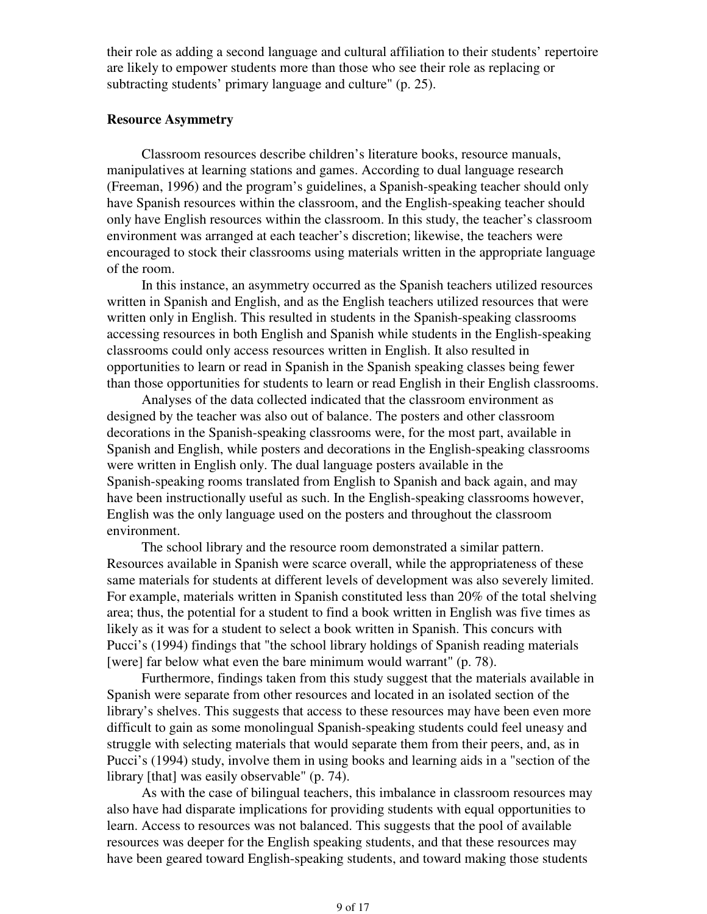their role as adding a second language and cultural affiliation to their students' repertoire are likely to empower students more than those who see their role as replacing or subtracting students' primary language and culture" (p. 25).

### Resource Asymmetry

Classroom resources describe children's literature books, resource manuals, manipulatives at learning stations and games. According to dual language research (Freeman, 1996) and the program's guidelines, a Spanish-speaking teacher should only have Spanish resources within the classroom, and the English-speaking teacher should only have English resources within the classroom. In this study, the teacher's classroom environment was arranged at each teacher's discretion; likewise, the teachers were encouraged to stock their classrooms using materials written in the appropriate language of the room.

In this instance, an asymmetry occurred as the Spanish teachers utilized resources written in Spanish and English, and as the English teachers utilized resources that were written only in English. This resulted in students in the Spanish-speaking classrooms accessing resources in both English and Spanish while students in the English-speaking classrooms could only access resources written in English. It also resulted in opportunities to learn or read in Spanish in the Spanish speaking classes being fewer than those opportunities for students to learn or read English in their English classrooms.

Analyses of the data collected indicated that the classroom environment as designed by the teacher was also out of balance. The posters and other classroom decorations in the Spanish-speaking classrooms were, for the most part, available in Spanish and English, while posters and decorations in the English-speaking classrooms were written in English only. The dual language posters available in the Spanish-speaking rooms translated from English to Spanish and back again, and may have been instructionally useful as such. In the English-speaking classrooms however, English was the only language used on the posters and throughout the classroom environment.

The school library and the resource room demonstrated a similar pattern. Resources available in Spanish were scarce overall, while the appropriateness of these same materials for students at different levels of development was also severely limited. For example, materials written in Spanish constituted less than 20% of the total shelving area; thus, the potential for a student to find a book written in English was five times as likely as it was for a student to select a book written in Spanish. This concurs with Pucci's (1994) findings that "the school library holdings of Spanish reading materials [were] far below what even the bare minimum would warrant" (p. 78).

Furthermore, findings taken from this study suggest that the materials available in Spanish were separate from other resources and located in an isolated section of the library's shelves. This suggests that access to these resources may have been even more difficult to gain as some monolingual Spanish-speaking students could feel uneasy and struggle with selecting materials that would separate them from their peers, and, as in Pucci's (1994) study, involve them in using books and learning aids in a "section of the library [that] was easily observable" (p. 74).

As with the case of bilingual teachers, this imbalance in classroom resources may also have had disparate implications for providing students with equal opportunities to learn. Access to resources was not balanced. This suggests that the pool of available resources was deeper for the English speaking students, and that these resources may have been geared toward English-speaking students, and toward making those students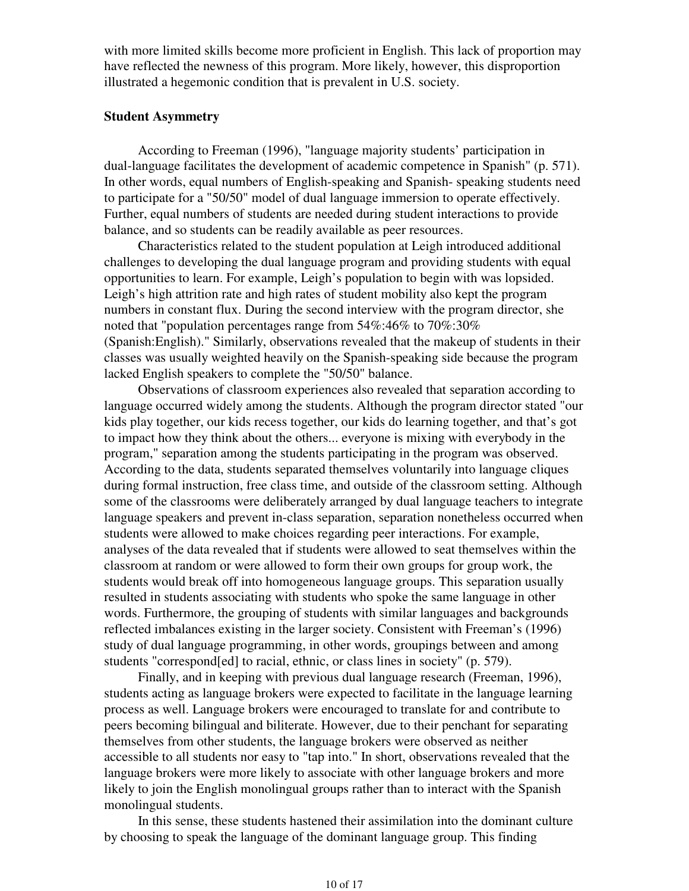with more limited skills become more proficient in English. This lack of proportion may have reflected the newness of this program. More likely, however, this disproportion illustrated a hegemonic condition that is prevalent in U.S. society.

### Student Asymmetry

According to Freeman (1996), "language majority students' participation in dual-language facilitates the development of academic competence in Spanish" (p. 571). In other words, equal numbers of English-speaking and Spanish- speaking students need to participate for a "50/50" model of dual language immersion to operate effectively. Further, equal numbers of students are needed during student interactions to provide balance, and so students can be readily available as peer resources.

Characteristics related to the student population at Leigh introduced additional challenges to developing the dual language program and providing students with equal opportunities to learn. For example, Leigh's population to begin with was lopsided. Leigh's high attrition rate and high rates of student mobility also kept the program numbers in constant flux. During the second interview with the program director, she noted that "population percentages range from 54%:46% to 70%:30% (Spanish:English)." Similarly, observations revealed that the makeup of students in their classes was usually weighted heavily on the Spanish-speaking side because the program lacked English speakers to complete the "50/50" balance.

Observations of classroom experiences also revealed that separation according to language occurred widely among the students. Although the program director stated "our kids play together, our kids recess together, our kids do learning together, and that's got to impact how they think about the others... everyone is mixing with everybody in the program," separation among the students participating in the program was observed. According to the data, students separated themselves voluntarily into language cliques during formal instruction, free class time, and outside of the classroom setting. Although some of the classrooms were deliberately arranged by dual language teachers to integrate language speakers and prevent in-class separation, separation nonetheless occurred when students were allowed to make choices regarding peer interactions. For example, analyses of the data revealed that if students were allowed to seat themselves within the classroom at random or were allowed to form their own groups for group work, the students would break off into homogeneous language groups. This separation usually resulted in students associating with students who spoke the same language in other words. Furthermore, the grouping of students with similar languages and backgrounds reflected imbalances existing in the larger society. Consistent with Freeman's (1996) study of dual language programming, in other words, groupings between and among students "correspond[ed] to racial, ethnic, or class lines in society" (p. 579).

Finally, and in keeping with previous dual language research (Freeman, 1996), students acting as language brokers were expected to facilitate in the language learning process as well. Language brokers were encouraged to translate for and contribute to peers becoming bilingual and biliterate. However, due to their penchant for separating themselves from other students, the language brokers were observed as neither accessible to all students nor easy to "tap into." In short, observations revealed that the language brokers were more likely to associate with other language brokers and more likely to join the English monolingual groups rather than to interact with the Spanish monolingual students.

In this sense, these students hastened their assimilation into the dominant culture by choosing to speak the language of the dominant language group. This finding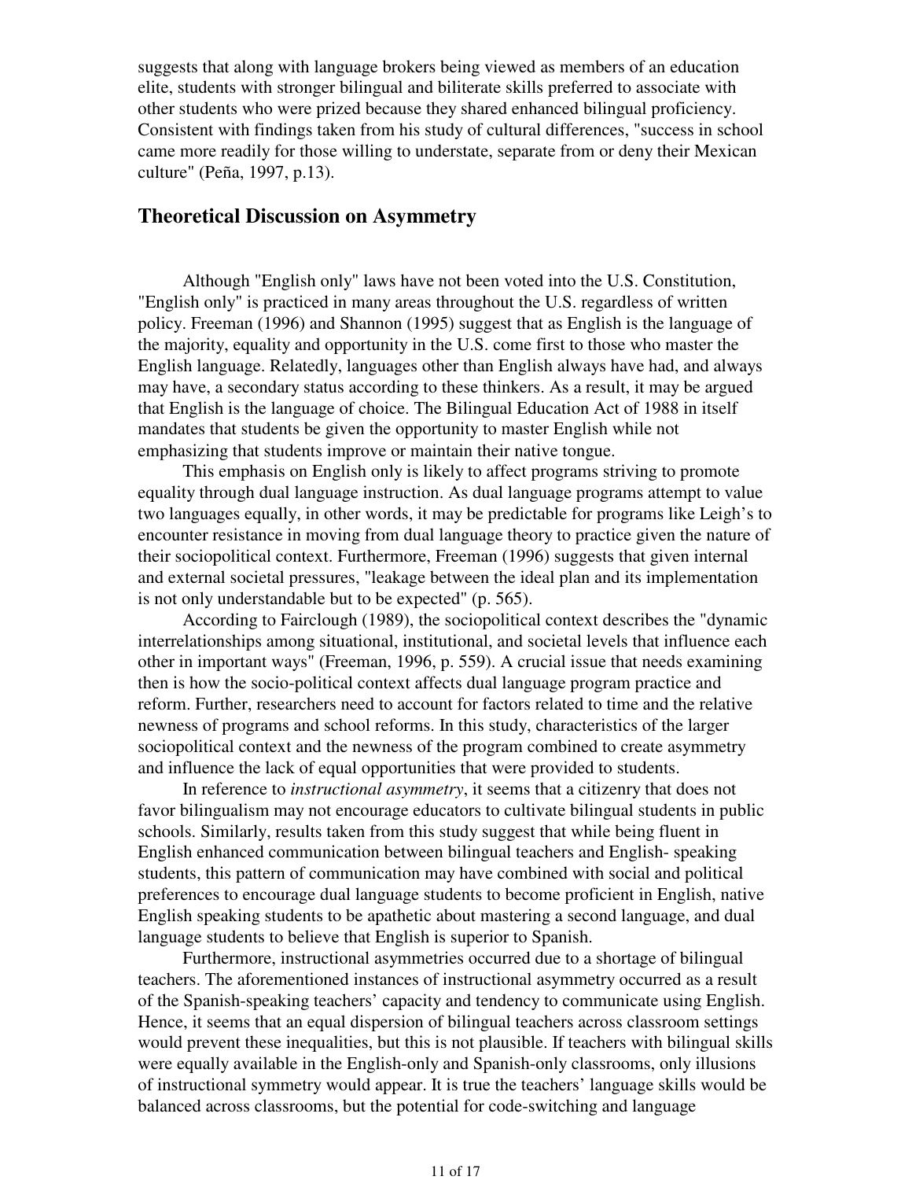suggests that along with language brokers being viewed as members of an education elite, students with stronger bilingual and biliterate skills preferred to associate with other students who were prized because they shared enhanced bilingual proficiency. Consistent with findings taken from his study of cultural differences, "success in school came more readily for those willing to understate, separate from or deny their Mexican culture" (Peña, 1997, p.13).

## Theoretical Discussion on Asymmetry

Although "English only" laws have not been voted into the U.S. Constitution, "English only" is practiced in many areas throughout the U.S. regardless of written policy. Freeman (1996) and Shannon (1995) suggest that as English is the language of the majority, equality and opportunity in the U.S. come first to those who master the English language. Relatedly, languages other than English always have had, and always may have, a secondary status according to these thinkers. As a result, it may be argued that English is the language of choice. The Bilingual Education Act of 1988 in itself mandates that students be given the opportunity to master English while not emphasizing that students improve or maintain their native tongue.

This emphasis on English only is likely to affect programs striving to promote equality through dual language instruction. As dual language programs attempt to value two languages equally, in other words, it may be predictable for programs like Leigh's to encounter resistance in moving from dual language theory to practice given the nature of their sociopolitical context. Furthermore, Freeman (1996) suggests that given internal and external societal pressures, "leakage between the ideal plan and its implementation is not only understandable but to be expected" (p. 565).

According to Fairclough (1989), the sociopolitical context describes the "dynamic interrelationships among situational, institutional, and societal levels that influence each other in important ways" (Freeman, 1996, p. 559). A crucial issue that needs examining then is how the socio-political context affects dual language program practice and reform. Further, researchers need to account for factors related to time and the relative newness of programs and school reforms. In this study, characteristics of the larger sociopolitical context and the newness of the program combined to create asymmetry and influence the lack of equal opportunities that were provided to students.

In reference to *instructional asymmetry*, it seems that a citizenry that does not favor bilingualism may not encourage educators to cultivate bilingual students in public schools. Similarly, results taken from this study suggest that while being fluent in English enhanced communication between bilingual teachers and English- speaking students, this pattern of communication may have combined with social and political preferences to encourage dual language students to become proficient in English, native English speaking students to be apathetic about mastering a second language, and dual language students to believe that English is superior to Spanish.

Furthermore, instructional asymmetries occurred due to a shortage of bilingual teachers. The aforementioned instances of instructional asymmetry occurred as a result of the Spanish-speaking teachers' capacity and tendency to communicate using English. Hence, it seems that an equal dispersion of bilingual teachers across classroom settings would prevent these inequalities, but this is not plausible. If teachers with bilingual skills were equally available in the English-only and Spanish-only classrooms, only illusions of instructional symmetry would appear. It is true the teachers' language skills would be balanced across classrooms, but the potential for code-switching and language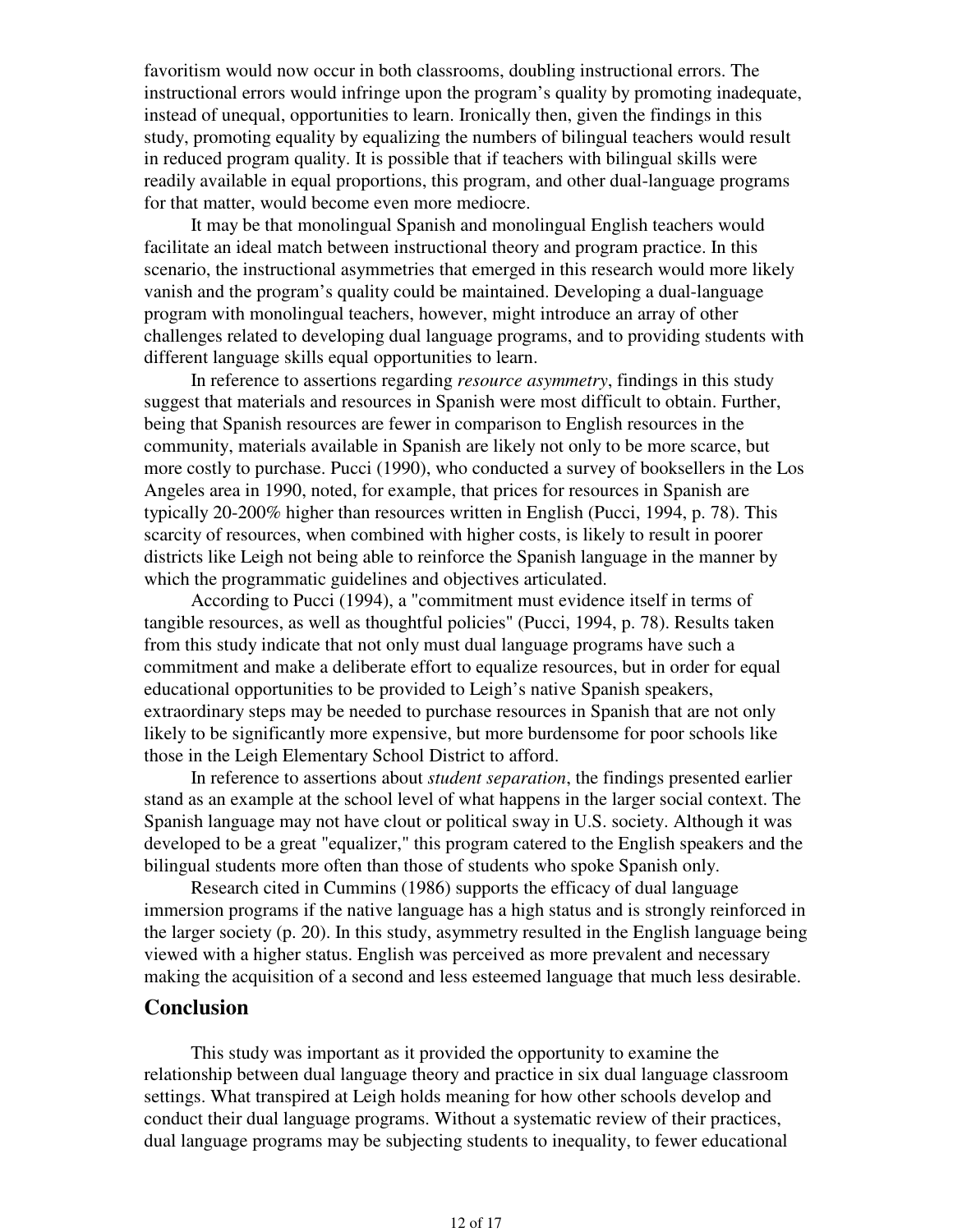favoritism would now occur in both classrooms, doubling instructional errors. The instructional errors would infringe upon the program's quality by promoting inadequate, instead of unequal, opportunities to learn. Ironically then, given the findings in this study, promoting equality by equalizing the numbers of bilingual teachers would result in reduced program quality. It is possible that if teachers with bilingual skills were readily available in equal proportions, this program, and other dual-language programs for that matter, would become even more mediocre.

It may be that monolingual Spanish and monolingual English teachers would facilitate an ideal match between instructional theory and program practice. In this scenario, the instructional asymmetries that emerged in this research would more likely vanish and the program's quality could be maintained. Developing a dual-language program with monolingual teachers, however, might introduce an array of other challenges related to developing dual language programs, and to providing students with different language skills equal opportunities to learn.

In reference to assertions regarding *resource asymmetry*, findings in this study suggest that materials and resources in Spanish were most difficult to obtain. Further, being that Spanish resources are fewer in comparison to English resources in the community, materials available in Spanish are likely not only to be more scarce, but more costly to purchase. Pucci (1990), who conducted a survey of booksellers in the Los Angeles area in 1990, noted, for example, that prices for resources in Spanish are typically 20-200% higher than resources written in English (Pucci, 1994, p. 78). This scarcity of resources, when combined with higher costs, is likely to result in poorer districts like Leigh not being able to reinforce the Spanish language in the manner by which the programmatic guidelines and objectives articulated.

According to Pucci (1994), a "commitment must evidence itself in terms of tangible resources, as well as thoughtful policies" (Pucci, 1994, p. 78). Results taken from this study indicate that not only must dual language programs have such a commitment and make a deliberate effort to equalize resources, but in order for equal educational opportunities to be provided to Leigh's native Spanish speakers, extraordinary steps may be needed to purchase resources in Spanish that are not only likely to be significantly more expensive, but more burdensome for poor schools like those in the Leigh Elementary School District to afford.

In reference to assertions about *student separation*, the findings presented earlier stand as an example at the school level of what happens in the larger social context. The Spanish language may not have clout or political sway in U.S. society. Although it was developed to be a great "equalizer," this program catered to the English speakers and the bilingual students more often than those of students who spoke Spanish only.

Research cited in Cummins (1986) supports the efficacy of dual language immersion programs if the native language has a high status and is strongly reinforced in the larger society (p. 20). In this study, asymmetry resulted in the English language being viewed with a higher status. English was perceived as more prevalent and necessary making the acquisition of a second and less esteemed language that much less desirable.

## Conclusion

This study was important as it provided the opportunity to examine the relationship between dual language theory and practice in six dual language classroom settings. What transpired at Leigh holds meaning for how other schools develop and conduct their dual language programs. Without a systematic review of their practices, dual language programs may be subjecting students to inequality, to fewer educational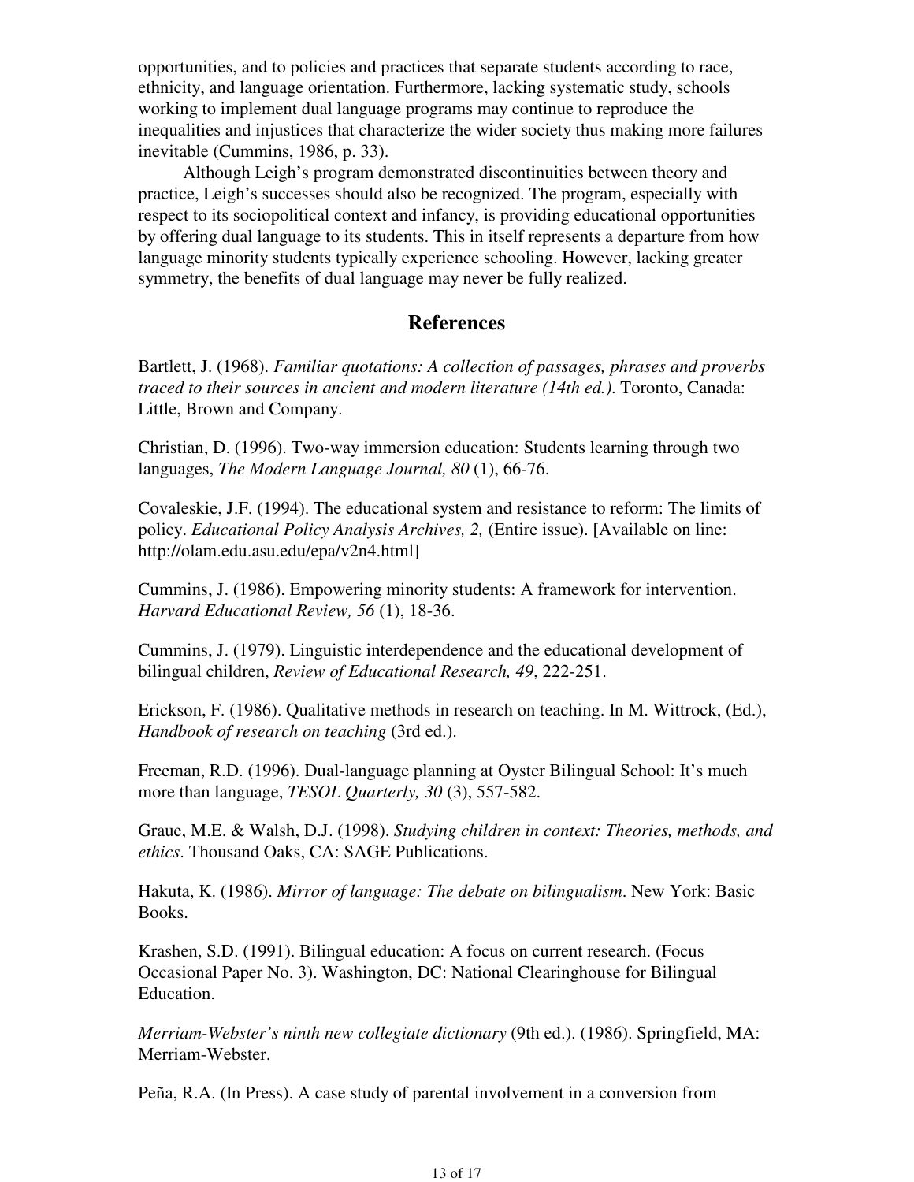opportunities, and to policies and practices that separate students according to race, ethnicity, and language orientation. Furthermore, lacking systematic study, schools working to implement dual language programs may continue to reproduce the inequalities and injustices that characterize the wider society thus making more failures inevitable (Cummins, 1986, p. 33).

Although Leigh's program demonstrated discontinuities between theory and practice, Leigh's successes should also be recognized. The program, especially with respect to its sociopolitical context and infancy, is providing educational opportunities by offering dual language to its students. This in itself represents a departure from how language minority students typically experience schooling. However, lacking greater symmetry, the benefits of dual language may never be fully realized.

## References

Bartlett, J. (1968). *Familiar quotations: A collection of passages, phrases and proverbs traced to their sources in ancient and modern literature (14th ed.).* Toronto, Canada: Little, Brown and Company.

Christian, D. (1996). Two-way immersion education: Students learning through two languages, *The Modern Language Journal, 80* (1), 66-76.

Covaleskie, J.F. (1994). The educational system and resistance to reform: The limits of policy. *Educational Policy Analysis Archives, 2,* (Entire issue). [Available on line: http://olam.edu.asu.edu/epa/v2n4.html]

Cummins, J. (1986). Empowering minority students: A framework for intervention. *Harvard Educational Review, 56* (1), 18-36.

Cummins, J. (1979). Linguistic interdependence and the educational development of bilingual children, *Review of Educational Research, 49*, 222-251.

Erickson, F. (1986). Qualitative methods in research on teaching. In M. Wittrock, (Ed.), *Handbook of research on teaching* (3rd ed.).

Freeman, R.D. (1996). Dual-language planning at Oyster Bilingual School: It's much more than language, *TESOL Quarterly, 30* (3), 557-582.

Graue, M.E. & Walsh, D.J. (1998). *Studying children in context: Theories, methods, and ethics.* Thousand Oaks, CA: SAGE Publications.

Hakuta, K. (1986). *Mirror of language: The debate on bilingualism*. New York: Basic Books.

Krashen, S.D. (1991). Bilingual education: A focus on current research. (Focus Occasional Paper No. 3). Washington, DC: National Clearinghouse for Bilingual Education.

*Merriam-Webster's ninth new collegiate dictionary* (9th ed.). (1986). Springfield, MA: Merriam-Webster.

Peña, R.A. (In Press). A case study of parental involvement in a conversion from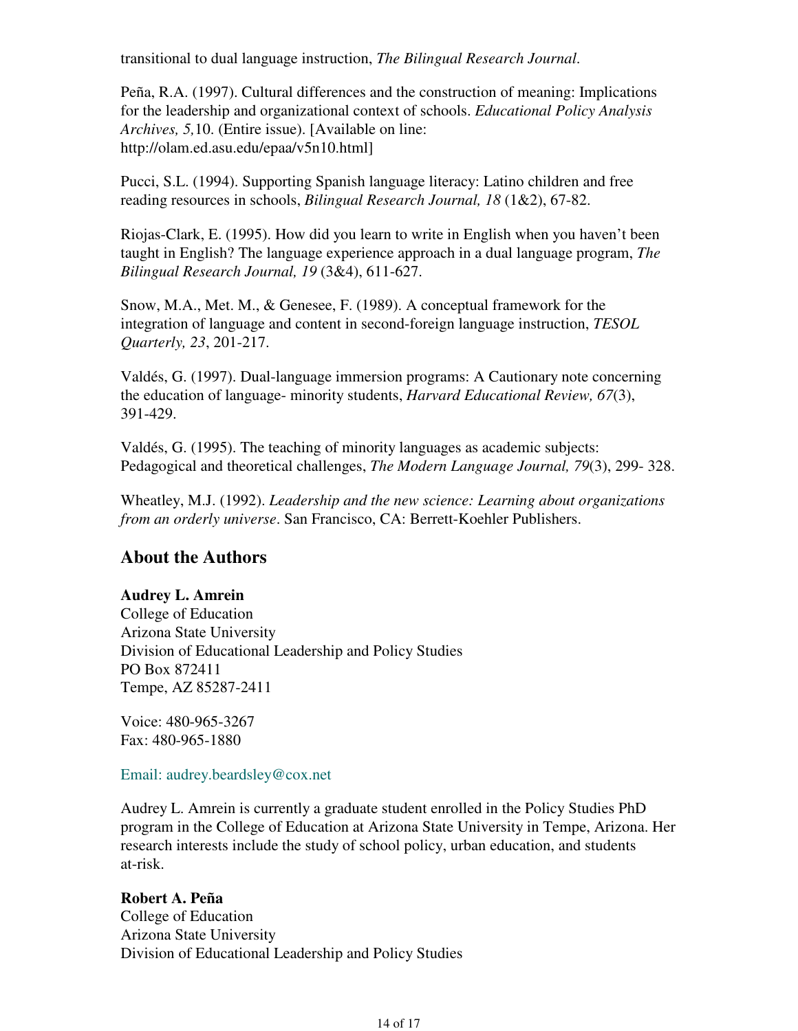transitional to dual language instruction, *The Bilingual Research Journal*.

Peña, R.A. (1997). Cultural differences and the construction of meaning: Implications for the leadership and organizational context of schools. *Educational Policy Analysis Archives, 5,*10. (Entire issue). [Available on line: http://olam.ed.asu.edu/epaa/v5n10.html]

Pucci, S.L. (1994). Supporting Spanish language literacy: Latino children and free reading resources in schools, *Bilingual Research Journal, 18* (1&2), 67-82.

Riojas-Clark, E. (1995). How did you learn to write in English when you haven't been taught in English? The language experience approach in a dual language program, *The Bilingual Research Journal, 19* (3&4), 611-627.

Snow, M.A., Met. M., & Genesee, F. (1989). A conceptual framework for the integration of language and content in second-foreign language instruction, *TESOL Quarterly, 23*, 201-217.

Valdés, G. (1997). Dual-language immersion programs: A Cautionary note concerning the education of language- minority students, *Harvard Educational Review, 67*(3), 391-429.

Valdés, G. (1995). The teaching of minority languages as academic subjects: Pedagogical and theoretical challenges, *The Modern Language Journal, 79*(3), 299- 328.

Wheatley, M.J. (1992). *Leadership and the new science: Learning about organizations from an orderly universe*. San Francisco, CA: Berrett-Koehler Publishers.

## About the Authors

**Audrey L. Amrein**
College of Education
Arizona State University
Division of Educational Leadership and Policy Studies
PO Box 872411
Tempe, AZ 85287-2411

Voice: 480-965-3267
Fax: 480-965-1880

Email: audrey.beardsley@cox.net

Audrey L. Amrein is currently a graduate student enrolled in the Policy Studies PhD program in the College of Education at Arizona State University in Tempe, Arizona. Her research interests include the study of school policy, urban education, and students at-risk.

**Robert A. Peña**
College of Education
Arizona State University
Division of Educational Leadership and Policy Studies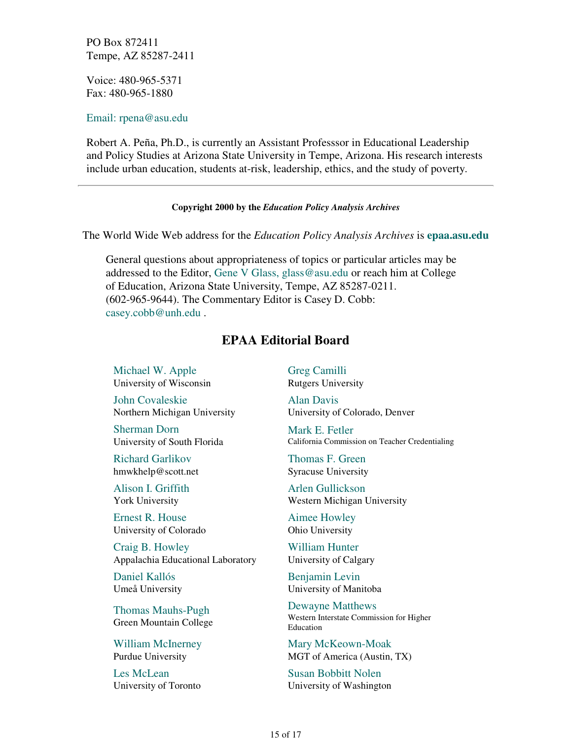PO Box 872411
Tempe, AZ 85287-2411

Voice: 480-965-5371
Fax: 480-965-1880

Email: rpena@asu.edu

Robert A. Peña, Ph.D., is currently an Assistant Professsor in Educational Leadership and Policy Studies at Arizona State University in Tempe, Arizona. His research interests include urban education, students at-risk, leadership, ethics, and the study of poverty.

---

**Copyright 2000 by the *Education Policy Analysis Archives***

The World Wide Web address for the *Education Policy Analysis Archives* is **epaa.asu.edu**

General questions about appropriateness of topics or particular articles may be addressed to the Editor, Gene V Glass, glass@asu.edu or reach him at College of Education, Arizona State University, Tempe, AZ 85287-0211. (602-965-9644). The Commentary Editor is Casey D. Cobb: casey.cobb@unh.edu .

## EPAA Editorial Board

Michael W. Apple
University of Wisconsin

Greg Camilli
Rutgers University

John Covaleskie
Northern Michigan University

Alan Davis
University of Colorado, Denver

Sherman Dorn
University of South Florida

Mark E. Fetler
California Commission on Teacher Credentialing

Richard Garlikov
hmwkhelp@scott.net

Thomas F. Green
Syracuse University

Alison I. Griffith
York University

Arlen Gullickson
Western Michigan University

Ernest R. House
University of Colorado

Aimee Howley
Ohio University

Craig B. Howley
Appalachia Educational Laboratory

William Hunter
University of Calgary

Daniel Kallós
Umeå University

Benjamin Levin
University of Manitoba

Thomas Mauhs-Pugh
Green Mountain College

Dewayne Matthews
Western Interstate Commission for Higher Education

William McInerney
Purdue University

Mary McKeown-Moak
MGT of America (Austin, TX)

Les McLean
University of Toronto

Susan Bobbitt Nolen
University of Washington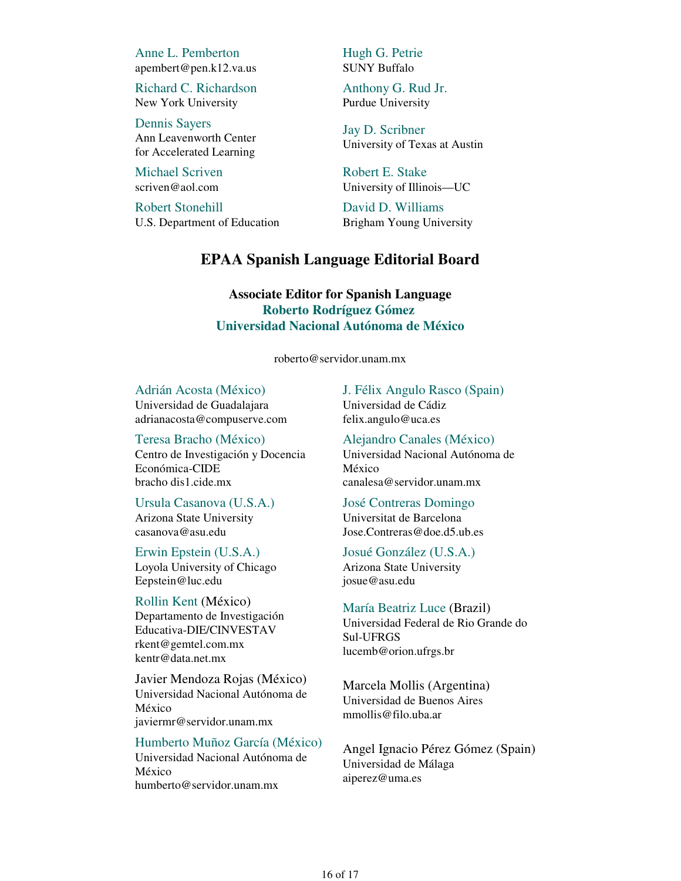Anne L. Pemberton
apembert@pen.k12.va.us

Hugh G. Petrie
SUNY Buffalo

Richard C. Richardson
New York University

Anthony G. Rud Jr.
Purdue University

Dennis Sayers
Ann Leavenworth Center
for Accelerated Learning

Jay D. Scribner
University of Texas at Austin

Michael Scriven
scriven@aol.com

Robert E. Stake
University of Illinois—UC

Robert Stonehill
U.S. Department of Education

David D. Williams
Brigham Young University

## EPAA Spanish Language Editorial Board

**Associate Editor for Spanish Language**
**Roberto Rodríguez Gómez**
**Universidad Nacional Autónoma de México**

roberto@servidor.unam.mx

Adrián Acosta (México)
Universidad de Guadalajara
adrianacosta@compuserve.com

J. Félix Angulo Rasco (Spain)
Universidad de Cádiz
felix.angulo@uca.es

Teresa Bracho (México)
Centro de Investigación y Docencia Económica-CIDE
bracho dis1.cide.mx

Alejandro Canales (México)
Universidad Nacional Autónoma de México
canalesa@servidor.unam.mx

Ursula Casanova (U.S.A.)
Arizona State University
casanova@asu.edu

José Contreras Domingo
Universitat de Barcelona
Jose.Contreras@doe.d5.ub.es

Erwin Epstein (U.S.A.)
Loyola University of Chicago
Eepstein@luc.edu

Josué González (U.S.A.)
Arizona State University
josue@asu.edu

Rollin Kent (México)
Departamento de Investigación Educativa-DIE/CINVESTAV
rkent@gemtel.com.mx
kentr@data.net.mx

María Beatriz Luce (Brazil)
Universidad Federal de Rio Grande do Sul-UFRGS
lucemb@orion.ufrgs.br

Javier Mendoza Rojas (México)
Universidad Nacional Autónoma de México
javiermr@servidor.unam.mx

Marcela Mollis (Argentina)
Universidad de Buenos Aires
mmollis@filo.uba.ar

Humberto Muñoz García (México)
Universidad Nacional Autónoma de México
humberto@servidor.unam.mx

Angel Ignacio Pérez Gómez (Spain)
Universidad de Málaga
aiperez@uma.es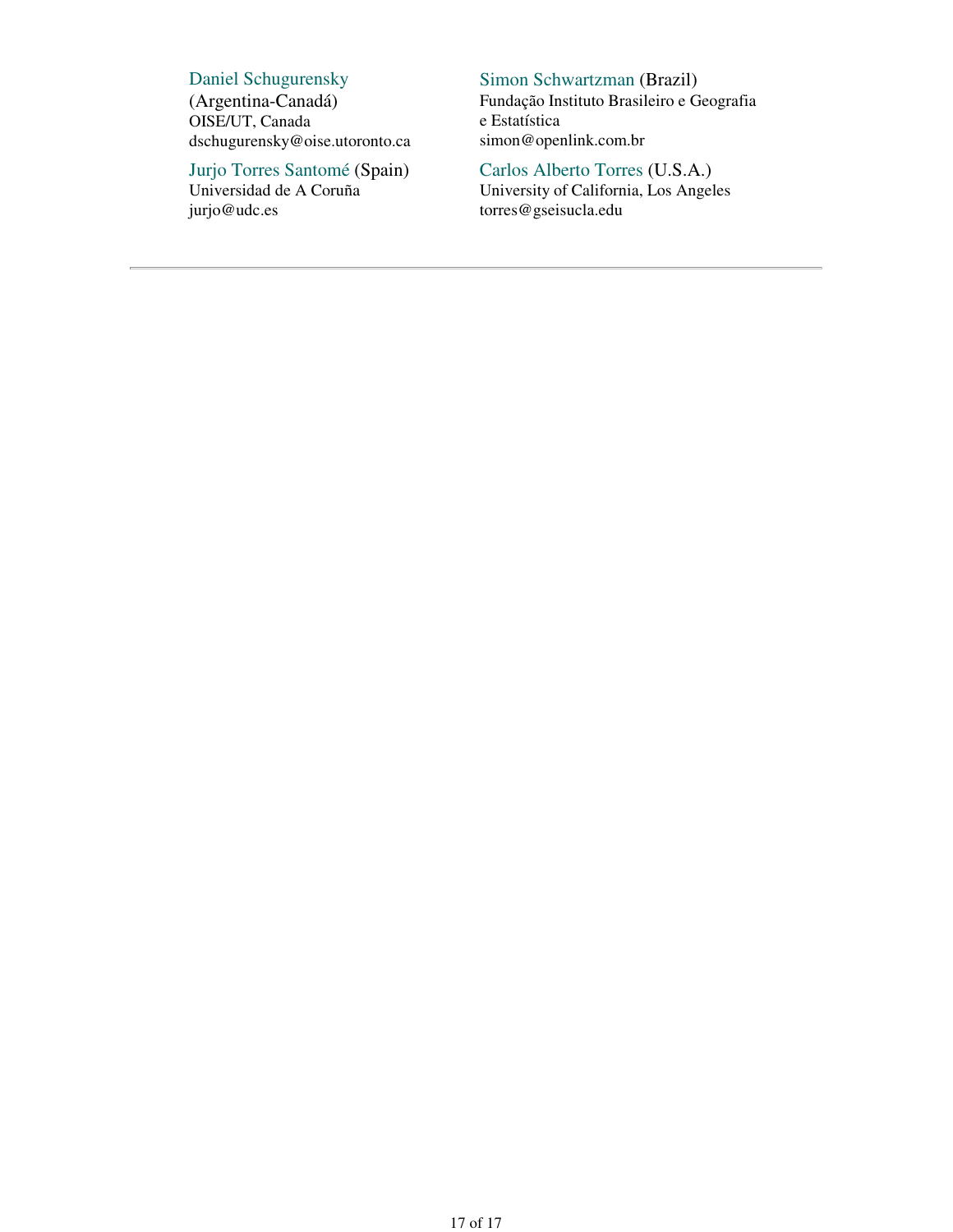Daniel Schugurensky
(Argentina-Canadá)
OISE/UT, Canada
dschugurensky@oise.utoronto.ca

Jurjo Torres Santomé (Spain)
Universidad de A Coruña
jurjo@udc.es

Simon Schwartzman (Brazil)
Fundação Instituto Brasileiro e Geografia
e Estatística
simon@openlink.com.br

Carlos Alberto Torres (U.S.A.)
University of California, Los Angeles
torres@gseisucla.edu

---